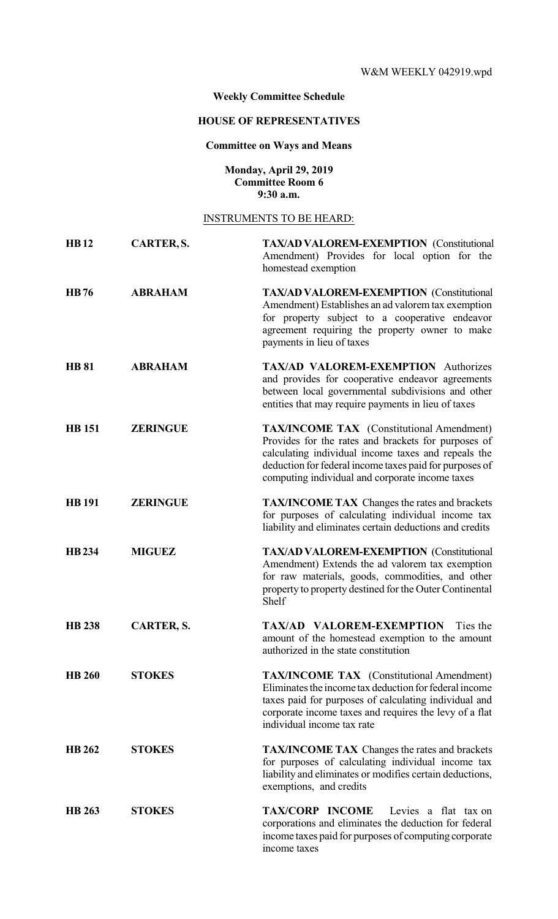W&M WEEKLY 042919.wpd

**Weekly Committee Schedule**

**HOUSE OF REPRESENTATIVES**

**Committee on Ways and Means**

**Monday, April 29, 2019**
**Committee Room 6**
**9:30 a.m.**

INSTRUMENTS TO BE HEARD:

| | | |
|---|---|---|
| **HB 12** | **CARTER, S.** | **TAX/AD VALOREM-EXEMPTION** (Constitutional Amendment) Provides for local option for the homestead exemption |
| **HB 76** | **ABRAHAM** | **TAX/AD VALOREM-EXEMPTION** (Constitutional Amendment) Establishes an ad valorem tax exemption for property subject to a cooperative endeavor agreement requiring the property owner to make payments in lieu of taxes |
| **HB 81** | **ABRAHAM** | **TAX/AD VALOREM-EXEMPTION** Authorizes and provides for cooperative endeavor agreements between local governmental subdivisions and other entities that may require payments in lieu of taxes |
| **HB 151** | **ZERINGUE** | **TAX/INCOME TAX** (Constitutional Amendment) Provides for the rates and brackets for purposes of calculating individual income taxes and repeals the deduction for federal income taxes paid for purposes of computing individual and corporate income taxes |
| **HB 191** | **ZERINGUE** | **TAX/INCOME TAX** Changes the rates and brackets for purposes of calculating individual income tax liability and eliminates certain deductions and credits |
| **HB 234** | **MIGUEZ** | **TAX/AD VALOREM-EXEMPTION** (Constitutional Amendment) Extends the ad valorem tax exemption for raw materials, goods, commodities, and other property to property destined for the Outer Continental Shelf |
| **HB 238** | **CARTER, S.** | **TAX/AD VALOREM-EXEMPTION** Ties the amount of the homestead exemption to the amount authorized in the state constitution |
| **HB 260** | **STOKES** | **TAX/INCOME TAX** (Constitutional Amendment) Eliminates the income tax deduction for federal income taxes paid for purposes of calculating individual and corporate income taxes and requires the levy of a flat individual income tax rate |
| **HB 262** | **STOKES** | **TAX/INCOME TAX** Changes the rates and brackets for purposes of calculating individual income tax liability and eliminates or modifies certain deductions, exemptions, and credits |
| **HB 263** | **STOKES** | **TAX/CORP INCOME** Levies a flat tax on corporations and eliminates the deduction for federal income taxes paid for purposes of computing corporate income taxes |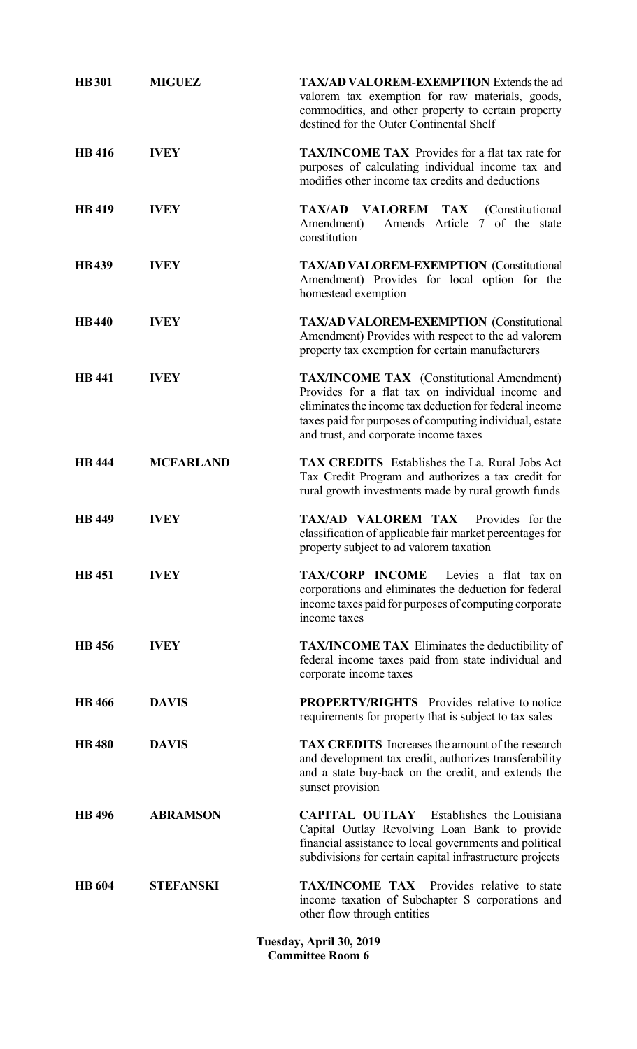| | | |
|---|---|---|
| **HB 301** | **MIGUEZ** | **TAX/AD VALOREM-EXEMPTION** Extends the ad valorem tax exemption for raw materials, goods, commodities, and other property to certain property destined for the Outer Continental Shelf |
| **HB 416** | **IVEY** | **TAX/INCOME TAX** Provides for a flat tax rate for purposes of calculating individual income tax and modifies other income tax credits and deductions |
| **HB 419** | **IVEY** | **TAX/AD VALOREM TAX** (Constitutional Amendment) Amends Article 7 of the state constitution |
| **HB 439** | **IVEY** | **TAX/AD VALOREM-EXEMPTION** (Constitutional Amendment) Provides for local option for the homestead exemption |
| **HB 440** | **IVEY** | **TAX/AD VALOREM-EXEMPTION** (Constitutional Amendment) Provides with respect to the ad valorem property tax exemption for certain manufacturers |
| **HB 441** | **IVEY** | **TAX/INCOME TAX** (Constitutional Amendment) Provides for a flat tax on individual income and eliminates the income tax deduction for federal income taxes paid for purposes of computing individual, estate and trust, and corporate income taxes |
| **HB 444** | **MCFARLAND** | **TAX CREDITS** Establishes the La. Rural Jobs Act Tax Credit Program and authorizes a tax credit for rural growth investments made by rural growth funds |
| **HB 449** | **IVEY** | **TAX/AD VALOREM TAX** Provides for the classification of applicable fair market percentages for property subject to ad valorem taxation |
| **HB 451** | **IVEY** | **TAX/CORP INCOME** Levies a flat tax on corporations and eliminates the deduction for federal income taxes paid for purposes of computing corporate income taxes |
| **HB 456** | **IVEY** | **TAX/INCOME TAX** Eliminates the deductibility of federal income taxes paid from state individual and corporate income taxes |
| **HB 466** | **DAVIS** | **PROPERTY/RIGHTS** Provides relative to notice requirements for property that is subject to tax sales |
| **HB 480** | **DAVIS** | **TAX CREDITS** Increases the amount of the research and development tax credit, authorizes transferability and a state buy-back on the credit, and extends the sunset provision |
| **HB 496** | **ABRAMSON** | **CAPITAL OUTLAY** Establishes the Louisiana Capital Outlay Revolving Loan Bank to provide financial assistance to local governments and political subdivisions for certain capital infrastructure projects |
| **HB 604** | **STEFANSKI** | **TAX/INCOME TAX** Provides relative to state income taxation of Subchapter S corporations and other flow through entities |

**Tuesday, April 30, 2019**
**Committee Room 6**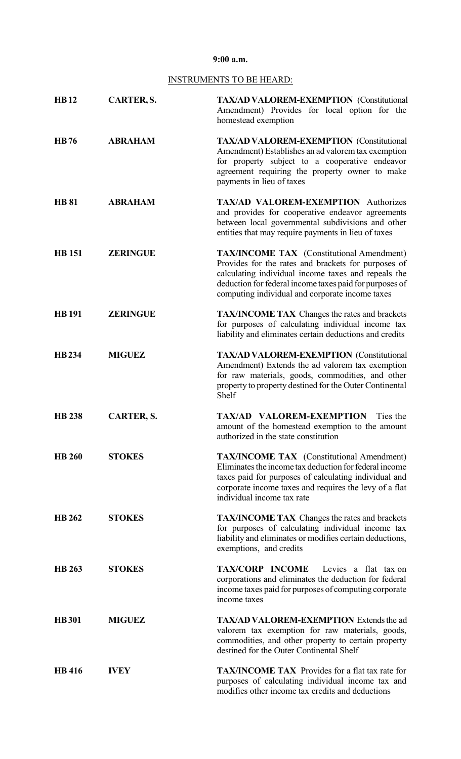**9:00 a.m.**

INSTRUMENTS TO BE HEARD:

| | | |
|---|---|---|
| **HB 12** | **CARTER, S.** | **TAX/AD VALOREM-EXEMPTION** (Constitutional Amendment) Provides for local option for the homestead exemption |
| **HB 76** | **ABRAHAM** | **TAX/AD VALOREM-EXEMPTION** (Constitutional Amendment) Establishes an ad valorem tax exemption for property subject to a cooperative endeavor agreement requiring the property owner to make payments in lieu of taxes |
| **HB 81** | **ABRAHAM** | **TAX/AD VALOREM-EXEMPTION** Authorizes and provides for cooperative endeavor agreements between local governmental subdivisions and other entities that may require payments in lieu of taxes |
| **HB 151** | **ZERINGUE** | **TAX/INCOME TAX** (Constitutional Amendment) Provides for the rates and brackets for purposes of calculating individual income taxes and repeals the deduction for federal income taxes paid for purposes of computing individual and corporate income taxes |
| **HB 191** | **ZERINGUE** | **TAX/INCOME TAX** Changes the rates and brackets for purposes of calculating individual income tax liability and eliminates certain deductions and credits |
| **HB 234** | **MIGUEZ** | **TAX/AD VALOREM-EXEMPTION** (Constitutional Amendment) Extends the ad valorem tax exemption for raw materials, goods, commodities, and other property to property destined for the Outer Continental Shelf |
| **HB 238** | **CARTER, S.** | **TAX/AD VALOREM-EXEMPTION** Ties the amount of the homestead exemption to the amount authorized in the state constitution |
| **HB 260** | **STOKES** | **TAX/INCOME TAX** (Constitutional Amendment) Eliminates the income tax deduction for federal income taxes paid for purposes of calculating individual and corporate income taxes and requires the levy of a flat individual income tax rate |
| **HB 262** | **STOKES** | **TAX/INCOME TAX** Changes the rates and brackets for purposes of calculating individual income tax liability and eliminates or modifies certain deductions, exemptions, and credits |
| **HB 263** | **STOKES** | **TAX/CORP INCOME** Levies a flat tax on corporations and eliminates the deduction for federal income taxes paid for purposes of computing corporate income taxes |
| **HB 301** | **MIGUEZ** | **TAX/AD VALOREM-EXEMPTION** Extends the ad valorem tax exemption for raw materials, goods, commodities, and other property to certain property destined for the Outer Continental Shelf |
| **HB 416** | **IVEY** | **TAX/INCOME TAX** Provides for a flat tax rate for purposes of calculating individual income tax and modifies other income tax credits and deductions |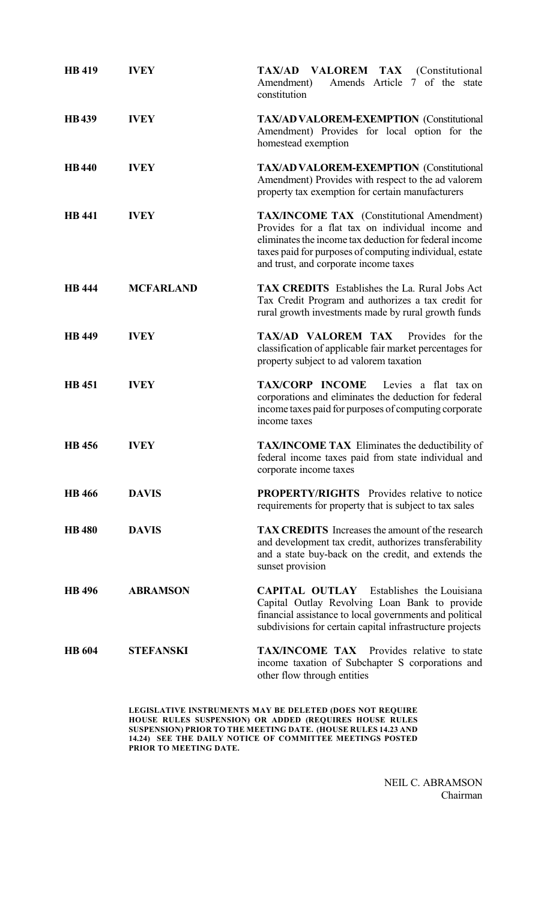| | | |
|---|---|---|
| **HB 419** | **IVEY** | **TAX/AD VALOREM TAX** (Constitutional Amendment) Amends Article 7 of the state constitution |
| **HB 439** | **IVEY** | **TAX/AD VALOREM-EXEMPTION** (Constitutional Amendment) Provides for local option for the homestead exemption |
| **HB 440** | **IVEY** | **TAX/AD VALOREM-EXEMPTION** (Constitutional Amendment) Provides with respect to the ad valorem property tax exemption for certain manufacturers |
| **HB 441** | **IVEY** | **TAX/INCOME TAX** (Constitutional Amendment) Provides for a flat tax on individual income and eliminates the income tax deduction for federal income taxes paid for purposes of computing individual, estate and trust, and corporate income taxes |
| **HB 444** | **MCFARLAND** | **TAX CREDITS** Establishes the La. Rural Jobs Act Tax Credit Program and authorizes a tax credit for rural growth investments made by rural growth funds |
| **HB 449** | **IVEY** | **TAX/AD VALOREM TAX** Provides for the classification of applicable fair market percentages for property subject to ad valorem taxation |
| **HB 451** | **IVEY** | **TAX/CORP INCOME** Levies a flat tax on corporations and eliminates the deduction for federal income taxes paid for purposes of computing corporate income taxes |
| **HB 456** | **IVEY** | **TAX/INCOME TAX** Eliminates the deductibility of federal income taxes paid from state individual and corporate income taxes |
| **HB 466** | **DAVIS** | **PROPERTY/RIGHTS** Provides relative to notice requirements for property that is subject to tax sales |
| **HB 480** | **DAVIS** | **TAX CREDITS** Increases the amount of the research and development tax credit, authorizes transferability and a state buy-back on the credit, and extends the sunset provision |
| **HB 496** | **ABRAMSON** | **CAPITAL OUTLAY** Establishes the Louisiana Capital Outlay Revolving Loan Bank to provide financial assistance to local governments and political subdivisions for certain capital infrastructure projects |
| **HB 604** | **STEFANSKI** | **TAX/INCOME TAX** Provides relative to state income taxation of Subchapter S corporations and other flow through entities |

**LEGISLATIVE INSTRUMENTS MAY BE DELETED (DOES NOT REQUIRE HOUSE RULES SUSPENSION) OR ADDED (REQUIRES HOUSE RULES SUSPENSION) PRIOR TO THE MEETING DATE. (HOUSE RULES 14.23 AND 14.24) SEE THE DAILY NOTICE OF COMMITTEE MEETINGS POSTED PRIOR TO MEETING DATE.**

NEIL C. ABRAMSON
Chairman